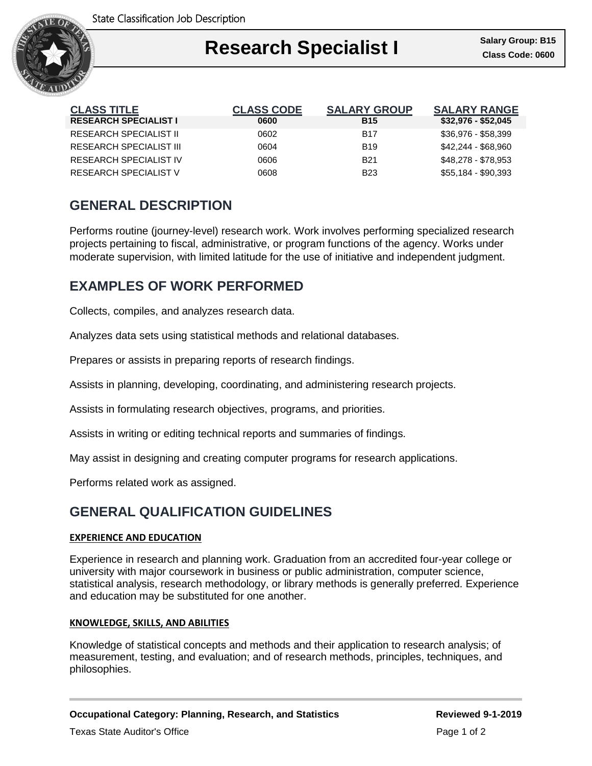State Classification Job Description

# Research Specialist I

**Salary Group: B15**
**Class Code: 0600**

| CLASS TITLE | CLASS CODE | SALARY GROUP | SALARY RANGE |
|---|---|---|---|
| **RESEARCH SPECIALIST I** | **0600** | **B15** | **$32,976 - $52,045** |
| RESEARCH SPECIALIST II | 0602 | B17 | $36,976 - $58,399 |
| RESEARCH SPECIALIST III | 0604 | B19 | $42,244 - $68,960 |
| RESEARCH SPECIALIST IV | 0606 | B21 | $48,278 - $78,953 |
| RESEARCH SPECIALIST V | 0608 | B23 | $55,184 - $90,393 |

## GENERAL DESCRIPTION

Performs routine (journey-level) research work. Work involves performing specialized research projects pertaining to fiscal, administrative, or program functions of the agency. Works under moderate supervision, with limited latitude for the use of initiative and independent judgment.

## EXAMPLES OF WORK PERFORMED

Collects, compiles, and analyzes research data.

Analyzes data sets using statistical methods and relational databases.

Prepares or assists in preparing reports of research findings.

Assists in planning, developing, coordinating, and administering research projects.

Assists in formulating research objectives, programs, and priorities.

Assists in writing or editing technical reports and summaries of findings.

May assist in designing and creating computer programs for research applications.

Performs related work as assigned.

## GENERAL QUALIFICATION GUIDELINES

### EXPERIENCE AND EDUCATION

Experience in research and planning work. Graduation from an accredited four-year college or university with major coursework in business or public administration, computer science, statistical analysis, research methodology, or library methods is generally preferred. Experience and education may be substituted for one another.

### KNOWLEDGE, SKILLS, AND ABILITIES

Knowledge of statistical concepts and methods and their application to research analysis; of measurement, testing, and evaluation; and of research methods, principles, techniques, and philosophies.

**Occupational Category: Planning, Research, and Statistics** **Reviewed 9-1-2019**

Texas State Auditor's Office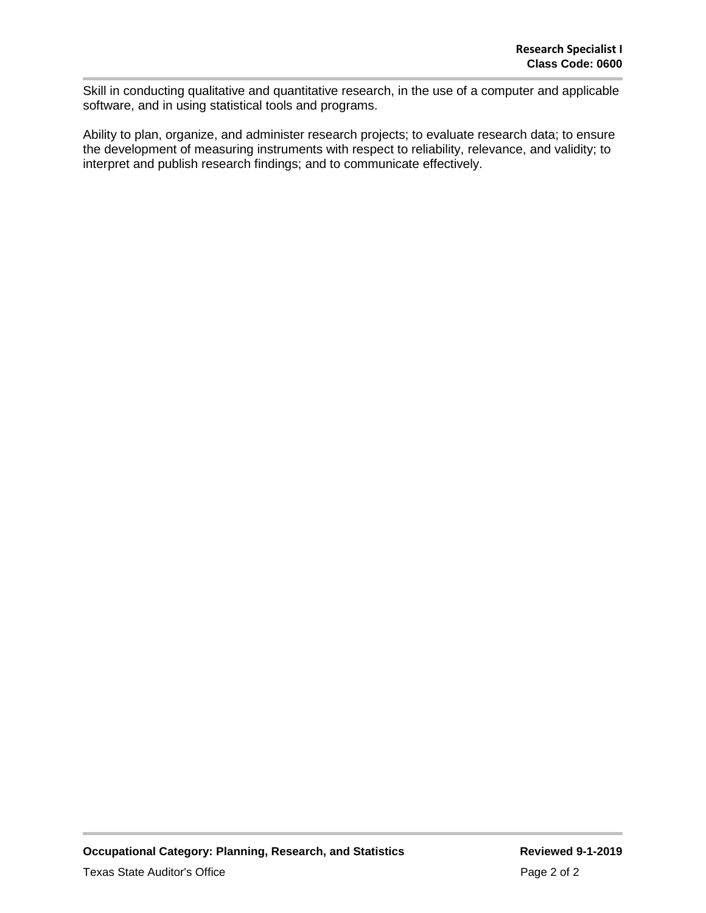Skill in conducting qualitative and quantitative research, in the use of a computer and applicable software, and in using statistical tools and programs.

Ability to plan, organize, and administer research projects; to evaluate research data; to ensure the development of measuring instruments with respect to reliability, relevance, and validity; to interpret and publish research findings; and to communicate effectively.